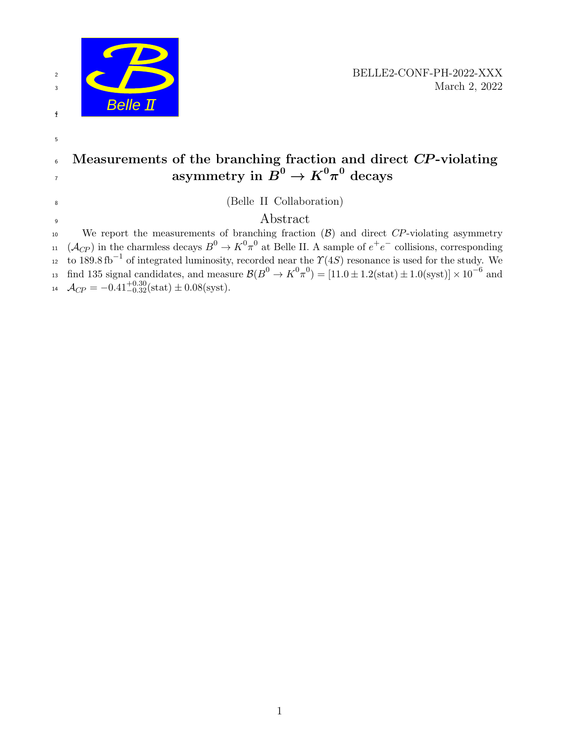BELLE2-CONF-PH-2022-XXX
March 2, 2022

# Measurements of the branching fraction and direct *CP*-violating asymmetry in $B^0 \to K^0\pi^0$ decays

(Belle II Collaboration)

## Abstract

We report the measurements of branching fraction ($\mathcal{B}$) and direct *CP*-violating asymmetry ($\mathcal{A}_{CP}$) in the charmless decays $B^0 \to K^0\pi^0$ at Belle II. A sample of $e^+e^-$ collisions, corresponding to $189.8\,\mathrm{fb}^{-1}$ of integrated luminosity, recorded near the $\Upsilon(4S)$ resonance is used for the study. We find 135 signal candidates, and measure $\mathcal{B}(B^0 \to K^0\pi^0) = [11.0 \pm 1.2(\mathrm{stat}) \pm 1.0(\mathrm{syst})] \times 10^{-6}$ and $\mathcal{A}_{CP} = -0.41^{+0.30}_{-0.32}(\mathrm{stat}) \pm 0.08(\mathrm{syst})$.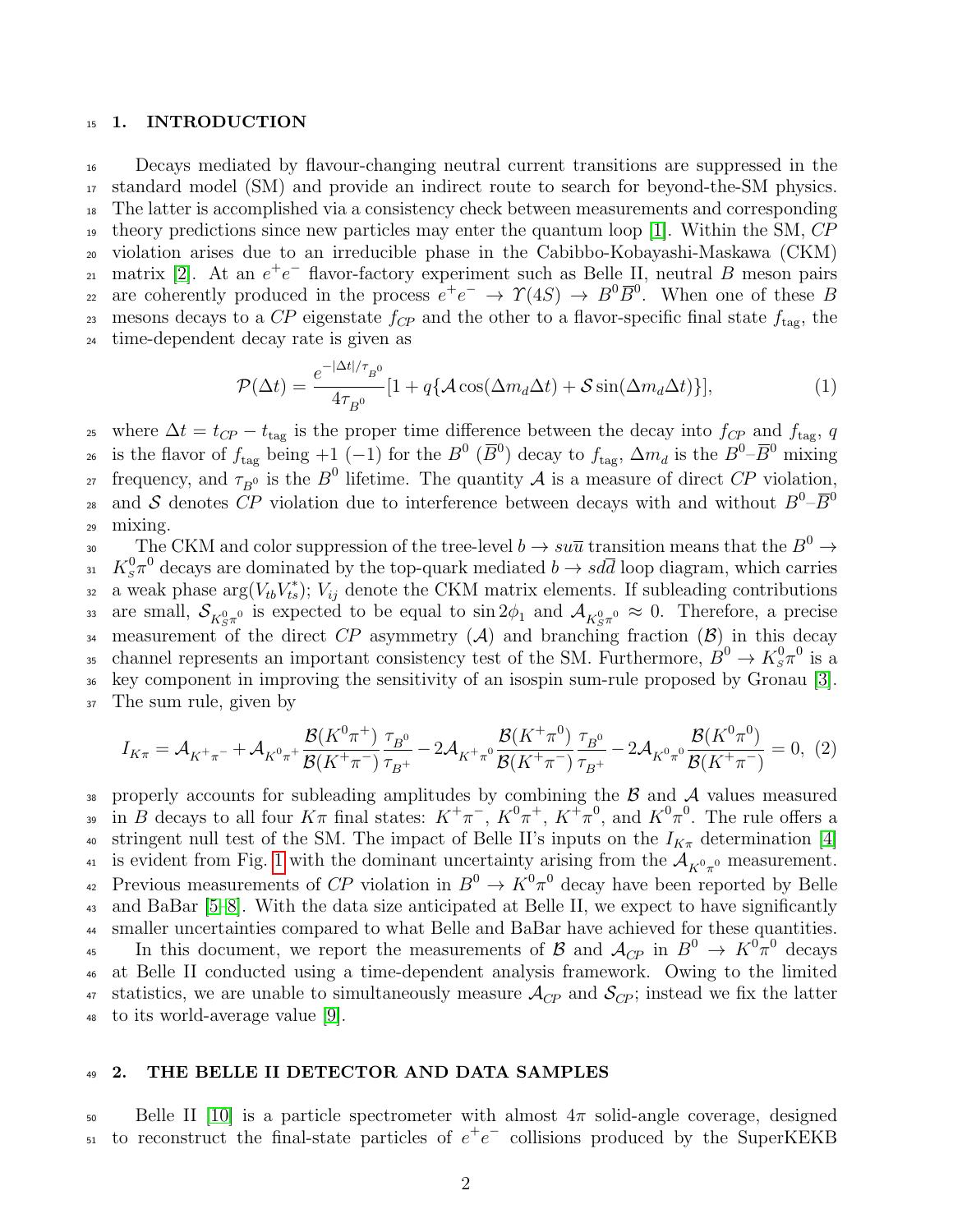## 1. INTRODUCTION

Decays mediated by flavour-changing neutral current transitions are suppressed in the standard model (SM) and provide an indirect route to search for beyond-the-SM physics. The latter is accomplished via a consistency check between measurements and corresponding theory predictions since new particles may enter the quantum loop [1]. Within the SM, $CP$ violation arises due to an irreducible phase in the Cabibbo-Kobayashi-Maskawa (CKM) matrix [2]. At an $e^+e^-$ flavor-factory experiment such as Belle II, neutral $B$ meson pairs are coherently produced in the process $e^+e^- \to \Upsilon(4S) \to B^0\overline{B}^0$. When one of these $B$ mesons decays to a $CP$ eigenstate $f_{CP}$ and the other to a flavor-specific final state $f_{\rm tag}$, the time-dependent decay rate is given as

$$\mathcal{P}(\Delta t) = \frac{e^{-|\Delta t|/\tau_{B^0}}}{4\tau_{B^0}}[1 + q\{\mathcal{A}\cos(\Delta m_d \Delta t) + \mathcal{S}\sin(\Delta m_d \Delta t)\}], \tag{1}$$

where $\Delta t = t_{CP} - t_{\rm tag}$ is the proper time difference between the decay into $f_{CP}$ and $f_{\rm tag}$, $q$ is the flavor of $f_{\rm tag}$ being $+1$ $(-1)$ for the $B^0$ $(\overline{B}^0)$ decay to $f_{\rm tag}$, $\Delta m_d$ is the $B^0$–$\overline{B}^0$ mixing frequency, and $\tau_{B^0}$ is the $B^0$ lifetime. The quantity $\mathcal{A}$ is a measure of direct $CP$ violation, and $\mathcal{S}$ denotes $CP$ violation due to interference between decays with and without $B^0$–$\overline{B}^0$ mixing.

The CKM and color suppression of the tree-level $b \to su\overline{u}$ transition means that the $B^0 \to K^0_S\pi^0$ decays are dominated by the top-quark mediated $b \to sd\overline{d}$ loop diagram, which carries a weak phase $\arg(V_{tb}V^*_{ts})$; $V_{ij}$ denote the CKM matrix elements. If subleading contributions are small, $\mathcal{S}_{K^0_S\pi^0}$ is expected to be equal to $\sin 2\phi_1$ and $\mathcal{A}_{K^0_S\pi^0} \approx 0$. Therefore, a precise measurement of the direct $CP$ asymmetry ($\mathcal{A}$) and branching fraction ($\mathcal{B}$) in this decay channel represents an important consistency test of the SM. Furthermore, $B^0 \to K^0_S\pi^0$ is a key component in improving the sensitivity of an isospin sum-rule proposed by Gronau [3]. The sum rule, given by

$$I_{K\pi} = \mathcal{A}_{K^+\pi^-} + \mathcal{A}_{K^0\pi^+}\frac{\mathcal{B}(K^0\pi^+)}{\mathcal{B}(K^+\pi^-)}\frac{\tau_{B^0}}{\tau_{B^+}} - 2\mathcal{A}_{K^+\pi^0}\frac{\mathcal{B}(K^+\pi^0)}{\mathcal{B}(K^+\pi^-)}\frac{\tau_{B^0}}{\tau_{B^+}} - 2\mathcal{A}_{K^0\pi^0}\frac{\mathcal{B}(K^0\pi^0)}{\mathcal{B}(K^+\pi^-)} = 0, \tag{2}$$

properly accounts for subleading amplitudes by combining the $\mathcal{B}$ and $\mathcal{A}$ values measured in $B$ decays to all four $K\pi$ final states: $K^+\pi^-$, $K^0\pi^+$, $K^+\pi^0$, and $K^0\pi^0$. The rule offers a stringent null test of the SM. The impact of Belle II's inputs on the $I_{K\pi}$ determination [4] is evident from Fig. 1 with the dominant uncertainty arising from the $\mathcal{A}_{K^0\pi^0}$ measurement. Previous measurements of $CP$ violation in $B^0 \to K^0\pi^0$ decay have been reported by Belle and BaBar [5–8]. With the data size anticipated at Belle II, we expect to have significantly smaller uncertainties compared to what Belle and BaBar have achieved for these quantities.

In this document, we report the measurements of $\mathcal{B}$ and $\mathcal{A}_{CP}$ in $B^0 \to K^0\pi^0$ decays at Belle II conducted using a time-dependent analysis framework. Owing to the limited statistics, we are unable to simultaneously measure $\mathcal{A}_{CP}$ and $\mathcal{S}_{CP}$; instead we fix the latter to its world-average value [9].

## 2. THE BELLE II DETECTOR AND DATA SAMPLES

Belle II [10] is a particle spectrometer with almost $4\pi$ solid-angle coverage, designed to reconstruct the final-state particles of $e^+e^-$ collisions produced by the SuperKEKB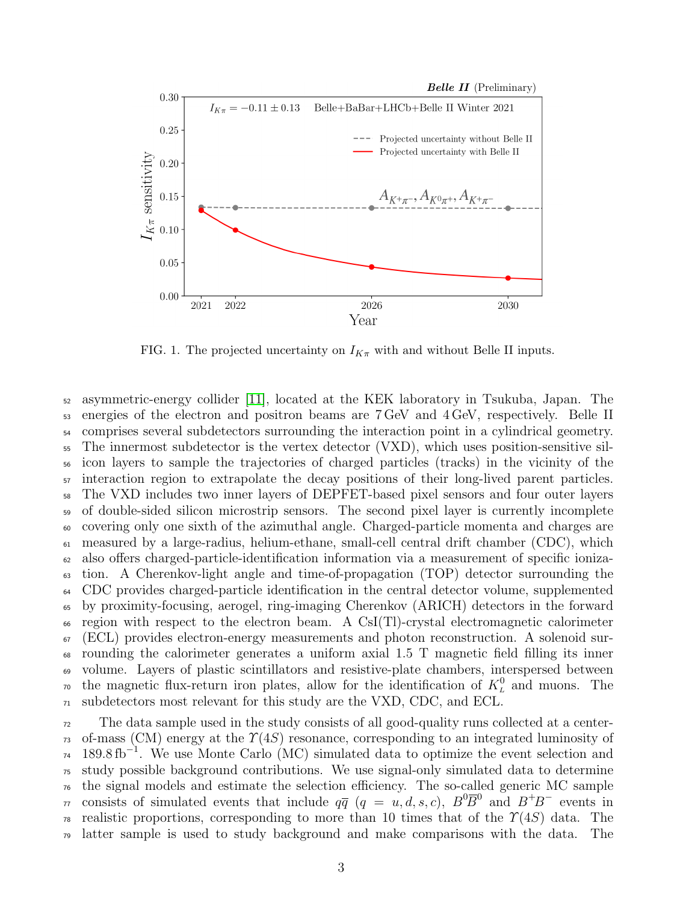FIG. 1. The projected uncertainty on $I_{K\pi}$ with and without Belle II inputs.

asymmetric-energy collider [11], located at the KEK laboratory in Tsukuba, Japan. The energies of the electron and positron beams are 7 GeV and 4 GeV, respectively. Belle II comprises several subdetectors surrounding the interaction point in a cylindrical geometry. The innermost subdetector is the vertex detector (VXD), which uses position-sensitive silicon layers to sample the trajectories of charged particles (tracks) in the vicinity of the interaction region to extrapolate the decay positions of their long-lived parent particles. The VXD includes two inner layers of DEPFET-based pixel sensors and four outer layers of double-sided silicon microstrip sensors. The second pixel layer is currently incomplete covering only one sixth of the azimuthal angle. Charged-particle momenta and charges are measured by a large-radius, helium-ethane, small-cell central drift chamber (CDC), which also offers charged-particle-identification information via a measurement of specific ionization. A Cherenkov-light angle and time-of-propagation (TOP) detector surrounding the CDC provides charged-particle identification in the central detector volume, supplemented by proximity-focusing, aerogel, ring-imaging Cherenkov (ARICH) detectors in the forward region with respect to the electron beam. A CsI(Tl)-crystal electromagnetic calorimeter (ECL) provides electron-energy measurements and photon reconstruction. A solenoid surrounding the calorimeter generates a uniform axial 1.5 T magnetic field filling its inner volume. Layers of plastic scintillators and resistive-plate chambers, interspersed between the magnetic flux-return iron plates, allow for the identification of $K^0_L$ and muons. The subdetectors most relevant for this study are the VXD, CDC, and ECL.

The data sample used in the study consists of all good-quality runs collected at a center-of-mass (CM) energy at the $\Upsilon(4S)$ resonance, corresponding to an integrated luminosity of $189.8\,\text{fb}^{-1}$. We use Monte Carlo (MC) simulated data to optimize the event selection and study possible background contributions. We use signal-only simulated data to determine the signal models and estimate the selection efficiency. The so-called generic MC sample consists of simulated events that include $q\overline{q}$ ($q = u, d, s, c$), $B^0\overline{B}^0$ and $B^+B^-$ events in realistic proportions, corresponding to more than 10 times that of the $\Upsilon(4S)$ data. The latter sample is used to study background and make comparisons with the data. The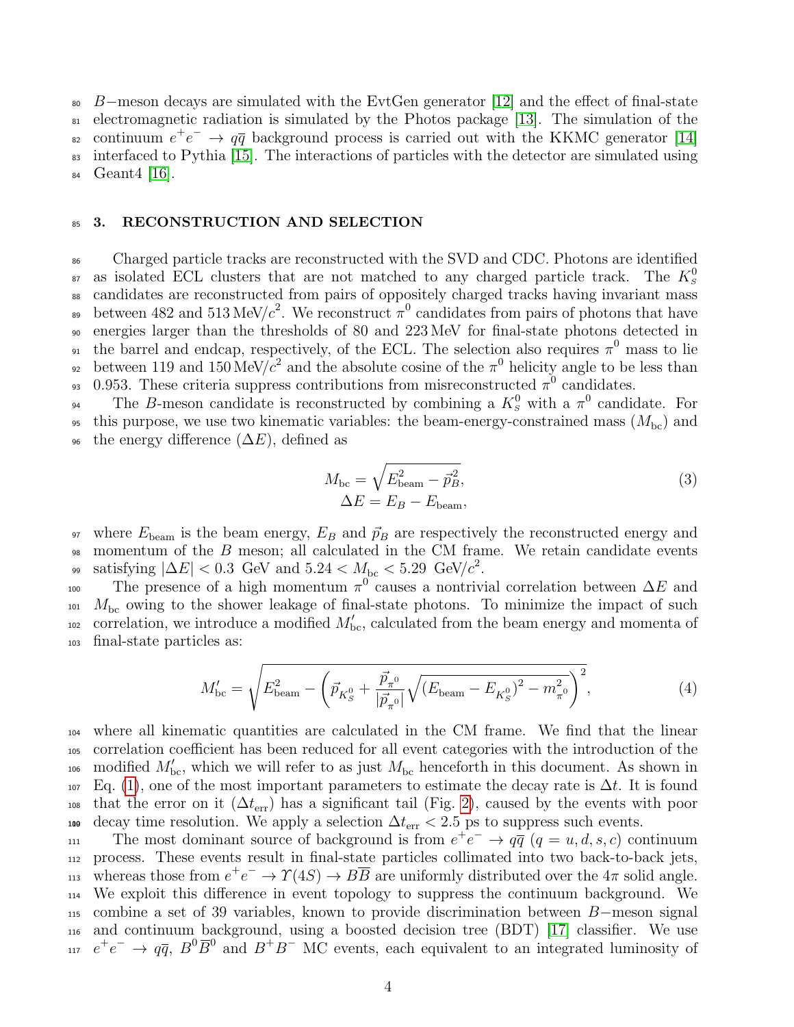$B-$meson decays are simulated with the EvtGen generator [12] and the effect of final-state electromagnetic radiation is simulated by the Photos package [13]. The simulation of the continuum $e^+e^- \to q\overline{q}$ background process is carried out with the KKMC generator [14] interfaced to Pythia [15]. The interactions of particles with the detector are simulated using Geant4 [16].

## 3. RECONSTRUCTION AND SELECTION

Charged particle tracks are reconstructed with the SVD and CDC. Photons are identified as isolated ECL clusters that are not matched to any charged particle track. The $K_S^0$ candidates are reconstructed from pairs of oppositely charged tracks having invariant mass between 482 and 513 MeV/$c^2$. We reconstruct $\pi^0$ candidates from pairs of photons that have energies larger than the thresholds of 80 and 223 MeV for final-state photons detected in the barrel and endcap, respectively, of the ECL. The selection also requires $\pi^0$ mass to lie between 119 and 150 MeV/$c^2$ and the absolute cosine of the $\pi^0$ helicity angle to be less than 0.953. These criteria suppress contributions from misreconstructed $\pi^0$ candidates.

The $B$-meson candidate is reconstructed by combining a $K_S^0$ with a $\pi^0$ candidate. For this purpose, we use two kinematic variables: the beam-energy-constrained mass ($M_{\rm bc}$) and the energy difference ($\Delta E$), defined as

$$
\begin{aligned}
M_{\rm bc} &= \sqrt{E_{\rm beam}^2 - \vec{p}_B^{\,2}}, \\
\Delta E &= E_B - E_{\rm beam},
\end{aligned}
\tag{3}
$$

where $E_{\rm beam}$ is the beam energy, $E_B$ and $\vec{p}_B$ are respectively the reconstructed energy and momentum of the $B$ meson; all calculated in the CM frame. We retain candidate events satisfying $|\Delta E| < 0.3$ GeV and $5.24 < M_{\rm bc} < 5.29$ GeV/$c^2$.

The presence of a high momentum $\pi^0$ causes a nontrivial correlation between $\Delta E$ and $M_{\rm bc}$ owing to the shower leakage of final-state photons. To minimize the impact of such correlation, we introduce a modified $M'_{\rm bc}$, calculated from the beam energy and momenta of final-state particles as:

$$
M'_{\rm bc} = \sqrt{E_{\rm beam}^2 - \left(\vec{p}_{K_S^0} + \frac{\vec{p}_{\pi^0}}{|\vec{p}_{\pi^0}|}\sqrt{(E_{\rm beam} - E_{K_S^0})^2 - m_{\pi^0}^2}\right)^2},
\tag{4}
$$

where all kinematic quantities are calculated in the CM frame. We find that the linear correlation coefficient has been reduced for all event categories with the introduction of the modified $M'_{\rm bc}$, which we will refer to as just $M_{\rm bc}$ henceforth in this document. As shown in Eq. (1), one of the most important parameters to estimate the decay rate is $\Delta t$. It is found that the error on it ($\Delta t_{\rm err}$) has a significant tail (Fig. 2), caused by the events with poor decay time resolution. We apply a selection $\Delta t_{\rm err} < 2.5$ ps to suppress such events.

The most dominant source of background is from $e^+e^- \to q\overline{q}$ ($q = u, d, s, c$) continuum process. These events result in final-state particles collimated into two back-to-back jets, whereas those from $e^+e^- \to \Upsilon(4S) \to B\overline{B}$ are uniformly distributed over the $4\pi$ solid angle. We exploit this difference in event topology to suppress the continuum background. We combine a set of 39 variables, known to provide discrimination between $B-$meson signal and continuum background, using a boosted decision tree (BDT) [17] classifier. We use $e^+e^- \to q\overline{q}$, $B^0\overline{B}^0$ and $B^+B^-$ MC events, each equivalent to an integrated luminosity of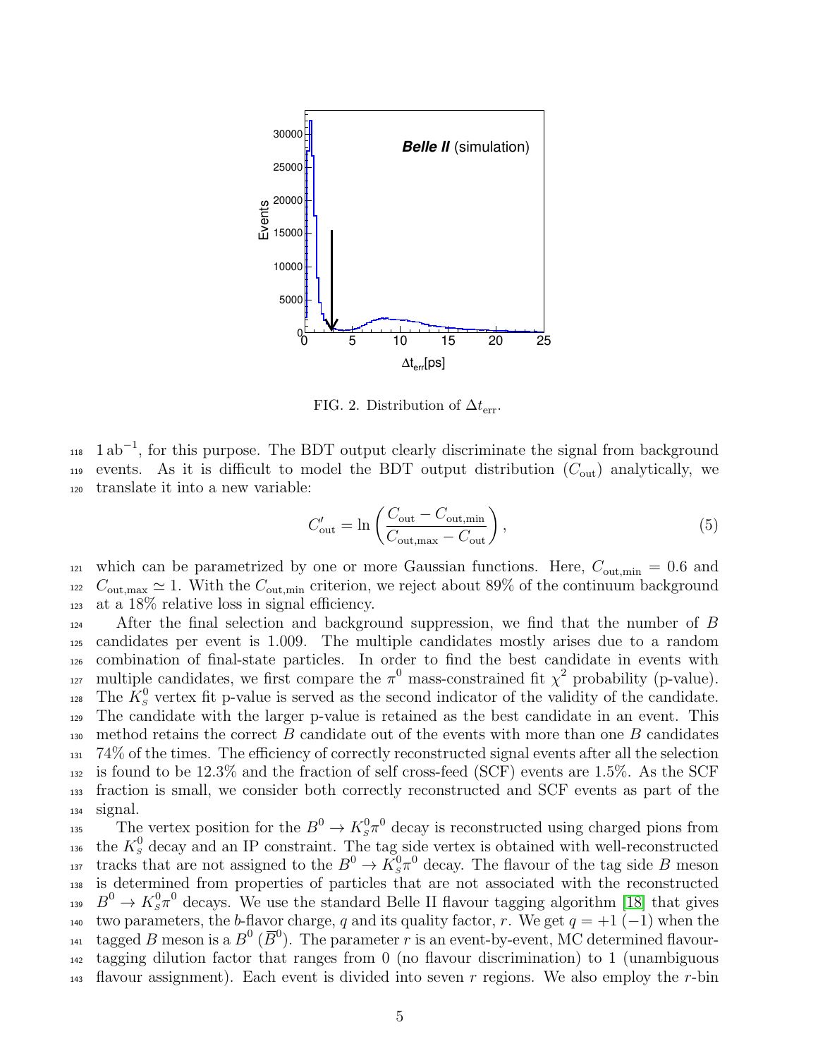FIG. 2. Distribution of $\Delta t_{\rm err}$.

$1\,{\rm ab}^{-1}$, for this purpose. The BDT output clearly discriminate the signal from background events. As it is difficult to model the BDT output distribution ($C_{\rm out}$) analytically, we translate it into a new variable:

$$C'_{\rm out} = \ln\left(\frac{C_{\rm out} - C_{\rm out,min}}{C_{\rm out,max} - C_{\rm out}}\right), \tag{5}$$

which can be parametrized by one or more Gaussian functions. Here, $C_{\rm out,min} = 0.6$ and $C_{\rm out,max} \simeq 1$. With the $C_{\rm out,min}$ criterion, we reject about 89% of the continuum background at a 18% relative loss in signal efficiency.

After the final selection and background suppression, we find that the number of $B$ candidates per event is 1.009. The multiple candidates mostly arises due to a random combination of final-state particles. In order to find the best candidate in events with multiple candidates, we first compare the $\pi^0$ mass-constrained fit $\chi^2$ probability (p-value). The $K^0_S$ vertex fit p-value is served as the second indicator of the validity of the candidate. The candidate with the larger p-value is retained as the best candidate in an event. This method retains the correct $B$ candidate out of the events with more than one $B$ candidates 74% of the times. The efficiency of correctly reconstructed signal events after all the selection is found to be 12.3% and the fraction of self cross-feed (SCF) events are 1.5%. As the SCF fraction is small, we consider both correctly reconstructed and SCF events as part of the signal.

The vertex position for the $B^0 \to K^0_S\pi^0$ decay is reconstructed using charged pions from the $K^0_S$ decay and an IP constraint. The tag side vertex is obtained with well-reconstructed tracks that are not assigned to the $B^0 \to K^0_S\pi^0$ decay. The flavour of the tag side $B$ meson is determined from properties of particles that are not associated with the reconstructed $B^0 \to K^0_S\pi^0$ decays. We use the standard Belle II flavour tagging algorithm [18] that gives two parameters, the $b$-flavor charge, $q$ and its quality factor, $r$. We get $q = +1$ ($-1$) when the tagged $B$ meson is a $B^0$ ($\overline{B}^0$). The parameter $r$ is an event-by-event, MC determined flavour-tagging dilution factor that ranges from 0 (no flavour discrimination) to 1 (unambiguous flavour assignment). Each event is divided into seven $r$ regions. We also employ the $r$-bin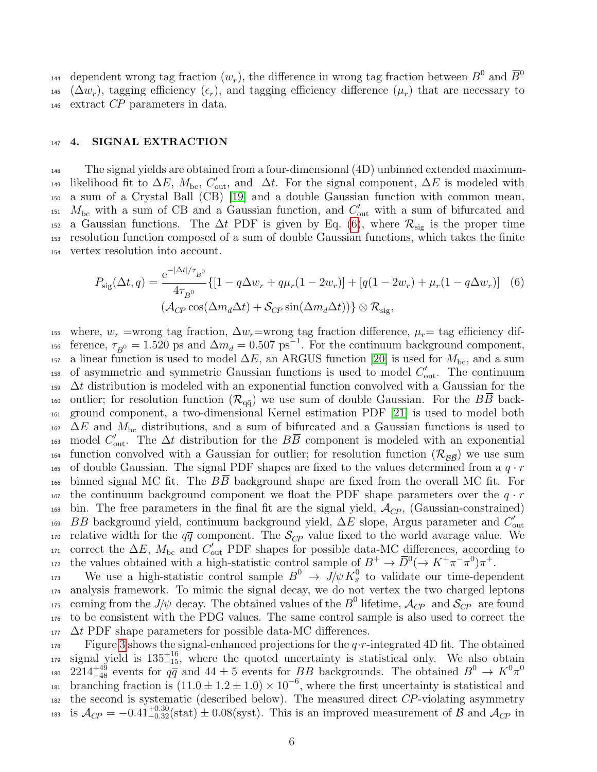dependent wrong tag fraction ($w_r$), the difference in wrong tag fraction between $B^0$ and $\overline{B}^0$ ($\Delta w_r$), tagging efficiency ($\epsilon_r$), and tagging efficiency difference ($\mu_r$) that are necessary to extract $CP$ parameters in data.

## 4. SIGNAL EXTRACTION

The signal yields are obtained from a four-dimensional (4D) unbinned extended maximum-likelihood fit to $\Delta E$, $M_{\rm bc}$, $C'_{\rm out}$, and $\Delta t$. For the signal component, $\Delta E$ is modeled with a sum of a Crystal Ball (CB) [19] and a double Gaussian function with common mean, $M_{\rm bc}$ with a sum of CB and a Gaussian function, and $C'_{\rm out}$ with a sum of bifurcated and a Gaussian functions. The $\Delta t$ PDF is given by Eq. (6), where $\mathcal{R}_{\rm sig}$ is the proper time resolution function composed of a sum of double Gaussian functions, which takes the finite vertex resolution into account.

$$P_{\rm sig}(\Delta t, q) = \frac{e^{-|\Delta t|/\tau_{B^0}}}{4\tau_{B^0}}\{[1 - q\Delta w_r + q\mu_r(1-2w_r)] + [q(1-2w_r) + \mu_r(1-q\Delta w_r)] \quad (6)$$
$$(\mathcal{A}_{CP}\cos(\Delta m_d \Delta t) + \mathcal{S}_{CP}\sin(\Delta m_d \Delta t))\} \otimes \mathcal{R}_{\rm sig},$$

where, $w_r$ =wrong tag fraction, $\Delta w_r$=wrong tag fraction difference, $\mu_r$= tag efficiency difference, $\tau_{B^0} = 1.520$ ps and $\Delta m_d = 0.507$ ps$^{-1}$. For the continuum background component, a linear function is used to model $\Delta E$, an ARGUS function [20] is used for $M_{\rm bc}$, and a sum of asymmetric and symmetric Gaussian functions is used to model $C'_{\rm out}$. The continuum $\Delta t$ distribution is modeled with an exponential function convolved with a Gaussian for the outlier; for resolution function ($\mathcal{R}_{q\bar{q}}$) we use sum of double Gaussian. For the $B\overline{B}$ background component, a two-dimensional Kernel estimation PDF [21] is used to model both $\Delta E$ and $M_{\rm bc}$ distributions, and a sum of bifurcated and a Gaussian functions is used to model $C'_{\rm out}$. The $\Delta t$ distribution for the $B\overline{B}$ component is modeled with an exponential function convolved with a Gaussian for outlier; for resolution function ($\mathcal{R}_{\mathcal{B}\overline{\mathcal{B}}}$) we use sum of double Gaussian. The signal PDF shapes are fixed to the values determined from a $q \cdot r$ binned signal MC fit. The $B\overline{B}$ background shape are fixed from the overall MC fit. For the continuum background component we float the PDF shape parameters over the $q \cdot r$ bin. The free parameters in the final fit are the signal yield, $\mathcal{A}_{CP}$, (Gaussian-constrained) $BB$ background yield, continuum background yield, $\Delta E$ slope, Argus parameter and $C'_{\rm out}$ relative width for the $q\overline{q}$ component. The $\mathcal{S}_{CP}$ value fixed to the world avarage value. We correct the $\Delta E$, $M_{\rm bc}$ and $C'_{\rm out}$ PDF shapes for possible data-MC differences, according to the values obtained with a high-statistic control sample of $B^+ \to \overline{D}^0(\to K^+\pi^-\pi^0)\pi^+$.

We use a high-statistic control sample $B^0 \to J/\psi K^0_S$ to validate our time-dependent analysis framework. To mimic the signal decay, we do not vertex the two charged leptons coming from the $J/\psi$ decay. The obtained values of the $B^0$ lifetime, $\mathcal{A}_{CP}$ and $\mathcal{S}_{CP}$ are found to be consistent with the PDG values. The same control sample is also used to correct the $\Delta t$ PDF shape parameters for possible data-MC differences.

Figure 3 shows the signal-enhanced projections for the $q{\cdot}r$-integrated 4D fit. The obtained signal yield is $135^{+16}_{-15}$, where the quoted uncertainty is statistical only. We also obtain $2214^{+49}_{-48}$ events for $q\overline{q}$ and $44 \pm 5$ events for $BB$ backgrounds. The obtained $B^0 \to K^0\pi^0$ branching fraction is $(11.0 \pm 1.2 \pm 1.0) \times 10^{-6}$, where the first uncertainty is statistical and the second is systematic (described below). The measured direct $CP$-violating asymmetry is $\mathcal{A}_{CP} = -0.41^{+0.30}_{-0.32}(\rm stat) \pm 0.08(\rm syst)$. This is an improved measurement of $\mathcal{B}$ and $\mathcal{A}_{CP}$ in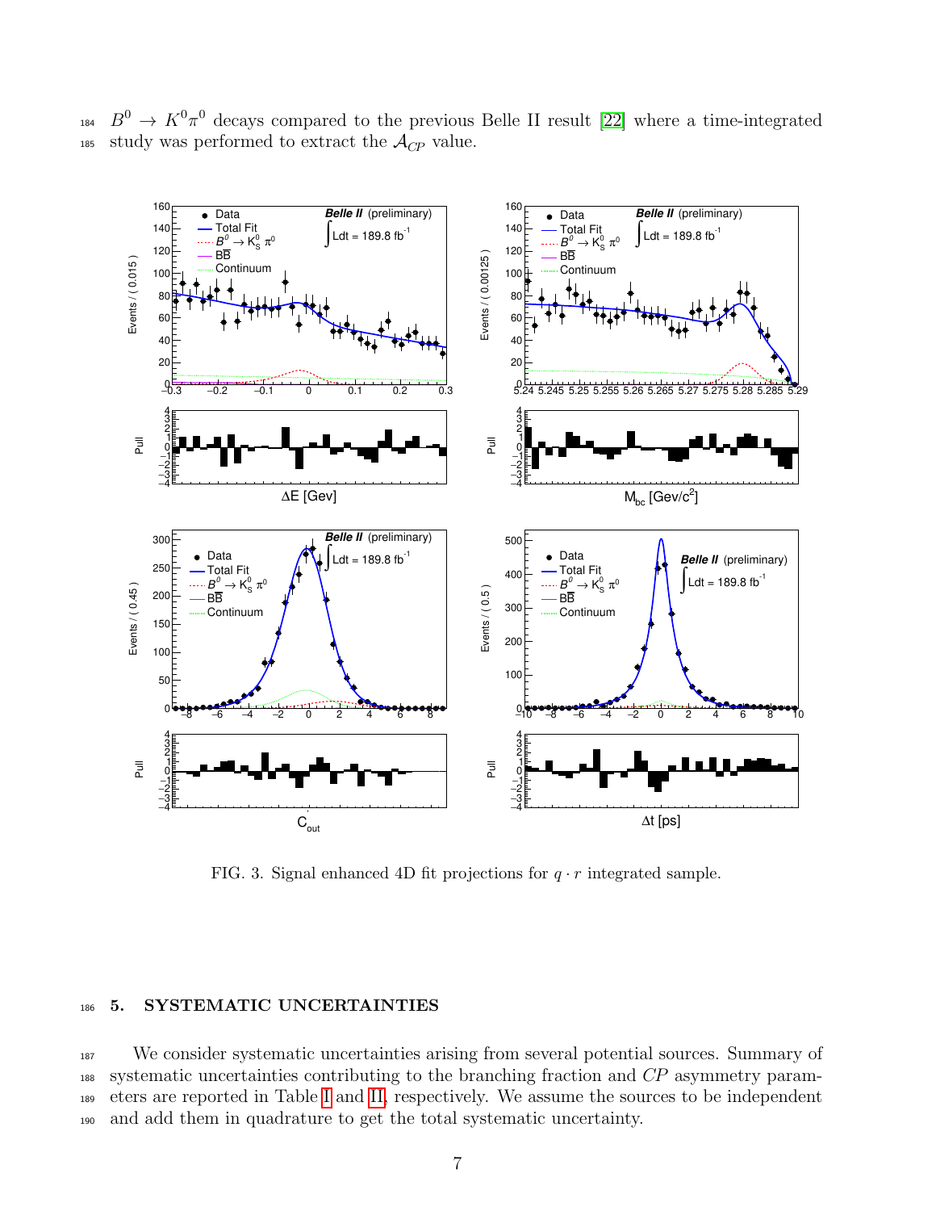$B^0 \to K^0\pi^0$ decays compared to the previous Belle II result [22] where a time-integrated study was performed to extract the $\mathcal{A}_{CP}$ value.

FIG. 3. Signal enhanced 4D fit projections for $q \cdot r$ integrated sample.

## 5. SYSTEMATIC UNCERTAINTIES

We consider systematic uncertainties arising from several potential sources. Summary of systematic uncertainties contributing to the branching fraction and $CP$ asymmetry parameters are reported in Table I and II, respectively. We assume the sources to be independent and add them in quadrature to get the total systematic uncertainty.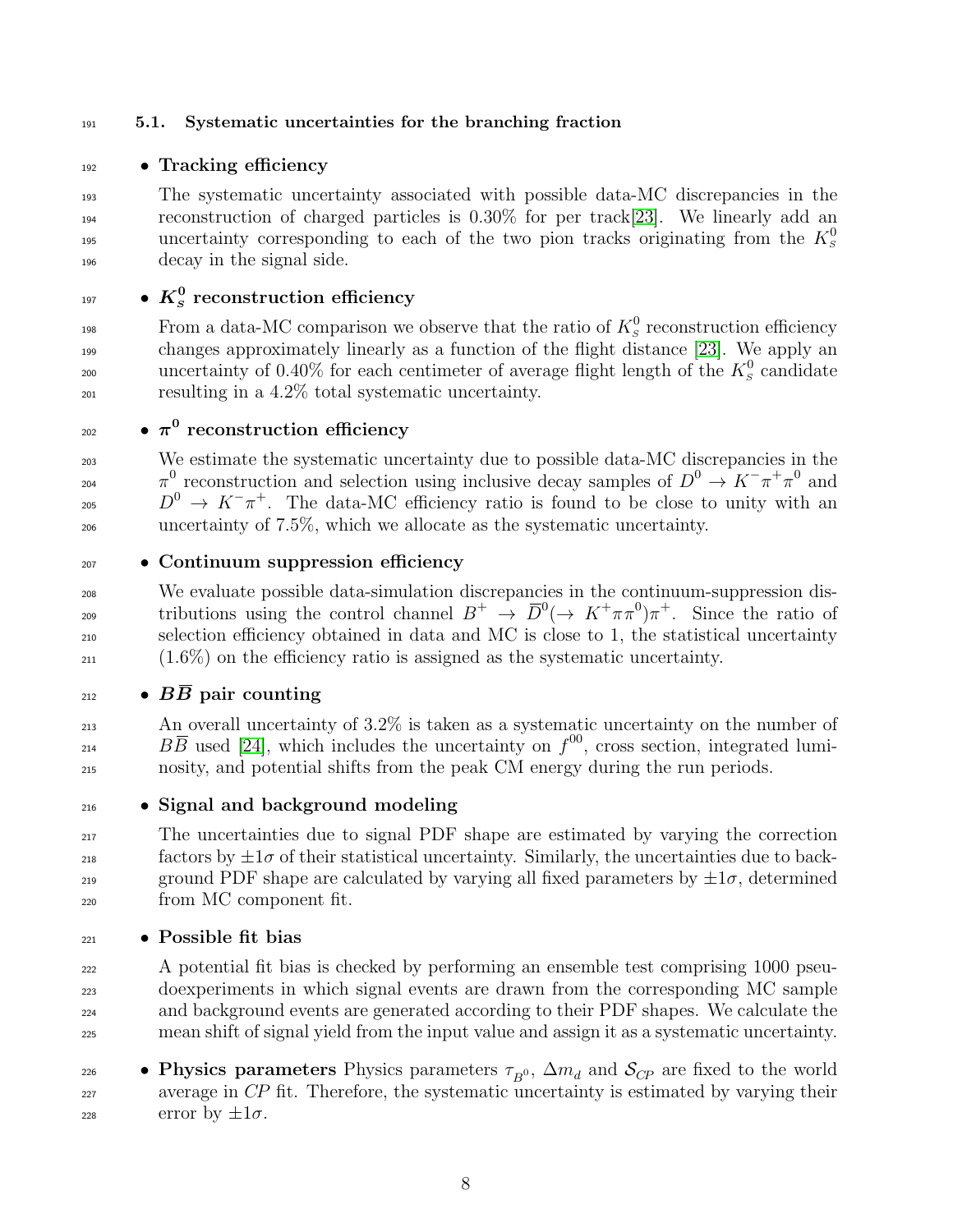### 5.1. Systematic uncertainties for the branching fraction

- **Tracking efficiency**

  The systematic uncertainty associated with possible data-MC discrepancies in the reconstruction of charged particles is 0.30% for per track[23]. We linearly add an uncertainty corresponding to each of the two pion tracks originating from the $K_s^0$ decay in the signal side.

- **$K_s^0$ reconstruction efficiency**

  From a data-MC comparison we observe that the ratio of $K_s^0$ reconstruction efficiency changes approximately linearly as a function of the flight distance [23]. We apply an uncertainty of 0.40% for each centimeter of average flight length of the $K_s^0$ candidate resulting in a 4.2% total systematic uncertainty.

- **$\pi^0$ reconstruction efficiency**

  We estimate the systematic uncertainty due to possible data-MC discrepancies in the $\pi^0$ reconstruction and selection using inclusive decay samples of $D^0 \to K^-\pi^+\pi^0$ and $D^0 \to K^-\pi^+$. The data-MC efficiency ratio is found to be close to unity with an uncertainty of 7.5%, which we allocate as the systematic uncertainty.

- **Continuum suppression efficiency**

  We evaluate possible data-simulation discrepancies in the continuum-suppression distributions using the control channel $B^+ \to \overline{D}^0(\to K^+\pi\pi^0)\pi^+$. Since the ratio of selection efficiency obtained in data and MC is close to 1, the statistical uncertainty (1.6%) on the efficiency ratio is assigned as the systematic uncertainty.

- **$B\overline{B}$ pair counting**

  An overall uncertainty of 3.2% is taken as a systematic uncertainty on the number of $B\overline{B}$ used [24], which includes the uncertainty on $f^{00}$, cross section, integrated luminosity, and potential shifts from the peak CM energy during the run periods.

- **Signal and background modeling**

  The uncertainties due to signal PDF shape are estimated by varying the correction factors by $\pm 1\sigma$ of their statistical uncertainty. Similarly, the uncertainties due to background PDF shape are calculated by varying all fixed parameters by $\pm 1\sigma$, determined from MC component fit.

- **Possible fit bias**

  A potential fit bias is checked by performing an ensemble test comprising 1000 pseudoexperiments in which signal events are drawn from the corresponding MC sample and background events are generated according to their PDF shapes. We calculate the mean shift of signal yield from the input value and assign it as a systematic uncertainty.

- **Physics parameters** Physics parameters $\tau_{B^0}$, $\Delta m_d$ and $\mathcal{S}_{CP}$ are fixed to the world average in *CP* fit. Therefore, the systematic uncertainty is estimated by varying their error by $\pm 1\sigma$.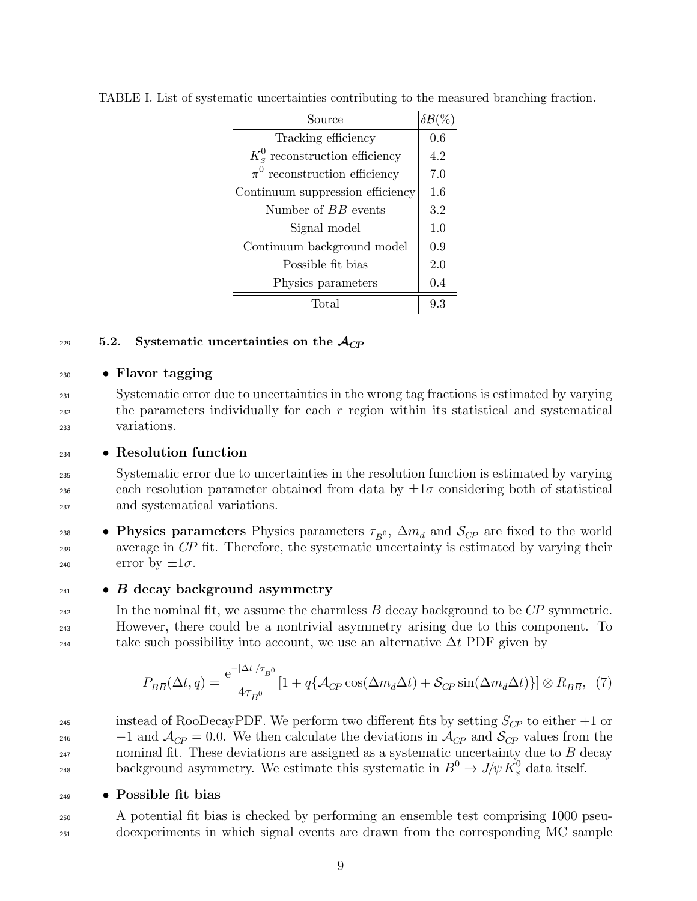TABLE I. List of systematic uncertainties contributing to the measured branching fraction.

| Source | $\delta\mathcal{B}(\%)$ |
|---|---|
| Tracking efficiency | 0.6 |
| $K_S^0$ reconstruction efficiency | 4.2 |
| $\pi^0$ reconstruction efficiency | 7.0 |
| Continuum suppression efficiency | 1.6 |
| Number of $B\overline{B}$ events | 3.2 |
| Signal model | 1.0 |
| Continuum background model | 0.9 |
| Possible fit bias | 2.0 |
| Physics parameters | 0.4 |
| Total | 9.3 |

### 5.2. Systematic uncertainties on the $\mathcal{A}_{CP}$

- **Flavor tagging**

  Systematic error due to uncertainties in the wrong tag fractions is estimated by varying the parameters individually for each $r$ region within its statistical and systematical variations.

- **Resolution function**

  Systematic error due to uncertainties in the resolution function is estimated by varying each resolution parameter obtained from data by $\pm 1\sigma$ considering both of statistical and systematical variations.

- **Physics parameters** Physics parameters $\tau_{B^0}$, $\Delta m_d$ and $\mathcal{S}_{CP}$ are fixed to the world average in *CP* fit. Therefore, the systematic uncertainty is estimated by varying their error by $\pm 1\sigma$.

- ***B* decay background asymmetry**

  In the nominal fit, we assume the charmless $B$ decay background to be *CP* symmetric. However, there could be a nontrivial asymmetry arising due to this component. To take such possibility into account, we use an alternative $\Delta t$ PDF given by

$$P_{B\overline{B}}(\Delta t, q) = \frac{\mathrm{e}^{-|\Delta t|/\tau_{B^0}}}{4\tau_{B^0}}[1 + q\{\mathcal{A}_{CP}\cos(\Delta m_d \Delta t) + \mathcal{S}_{CP}\sin(\Delta m_d \Delta t)\}] \otimes R_{B\overline{B}}, \quad (7)$$

  instead of RooDecayPDF. We perform two different fits by setting $S_{CP}$ to either $+1$ or $-1$ and $\mathcal{A}_{CP} = 0.0$. We then calculate the deviations in $\mathcal{A}_{CP}$ and $\mathcal{S}_{CP}$ values from the nominal fit. These deviations are assigned as a systematic uncertainty due to $B$ decay background asymmetry. We estimate this systematic in $B^0 \to J/\psi\, K_S^0$ data itself.

- **Possible fit bias**

  A potential fit bias is checked by performing an ensemble test comprising 1000 pseudoexperiments in which signal events are drawn from the corresponding MC sample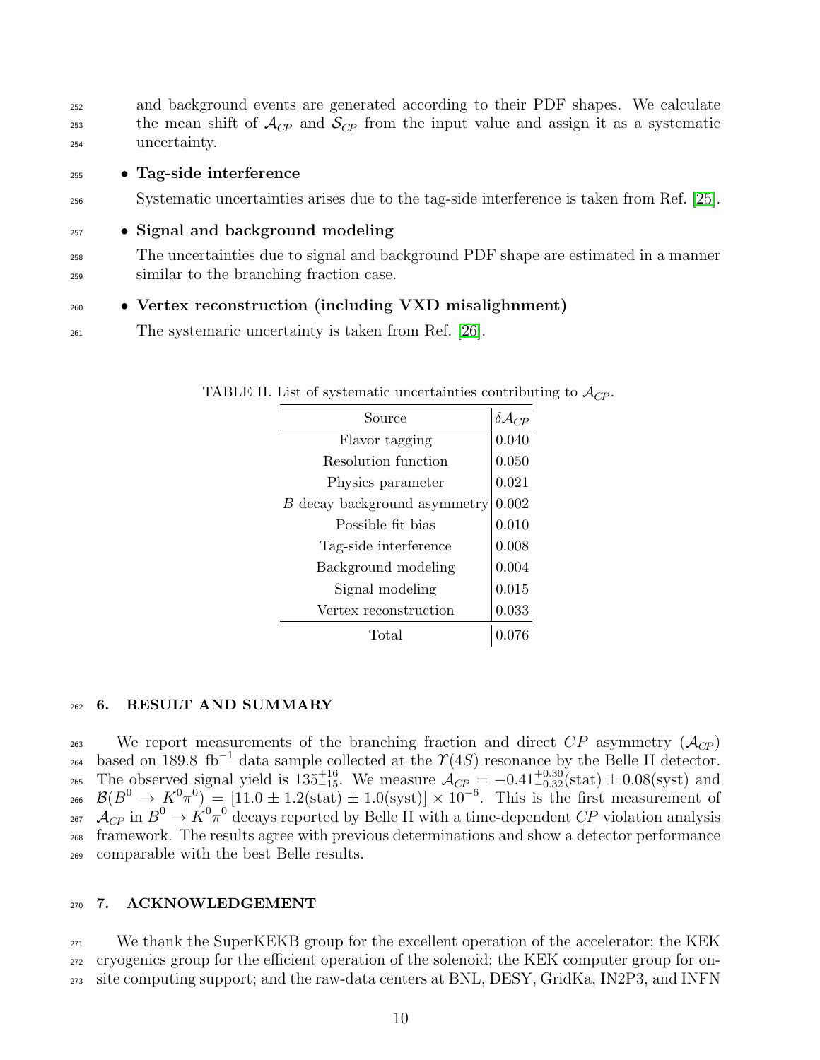and background events are generated according to their PDF shapes. We calculate the mean shift of $\mathcal{A}_{CP}$ and $\mathcal{S}_{CP}$ from the input value and assign it as a systematic uncertainty.

- **Tag-side interference**

  Systematic uncertainties arises due to the tag-side interference is taken from Ref. [25].

- **Signal and background modeling**

  The uncertainties due to signal and background PDF shape are estimated in a manner similar to the branching fraction case.

- **Vertex reconstruction (including VXD misalighnment)**

  The systemaric uncertainty is taken from Ref. [26].

TABLE II. List of systematic uncertainties contributing to $\mathcal{A}_{CP}$.

| Source | $\delta\mathcal{A}_{CP}$ |
|---|---|
| Flavor tagging | 0.040 |
| Resolution function | 0.050 |
| Physics parameter | 0.021 |
| $B$ decay background asymmetry | 0.002 |
| Possible fit bias | 0.010 |
| Tag-side interference | 0.008 |
| Background modeling | 0.004 |
| Signal modeling | 0.015 |
| Vertex reconstruction | 0.033 |
| Total | 0.076 |

## 6. RESULT AND SUMMARY

We report measurements of the branching fraction and direct $CP$ asymmetry ($\mathcal{A}_{CP}$) based on 189.8 fb$^{-1}$ data sample collected at the $\Upsilon(4S)$ resonance by the Belle II detector. The observed signal yield is $135^{+16}_{-15}$. We measure $\mathcal{A}_{CP} = -0.41^{+0.30}_{-0.32}(\text{stat}) \pm 0.08(\text{syst})$ and $\mathcal{B}(B^0 \to K^0\pi^0) = [11.0 \pm 1.2(\text{stat}) \pm 1.0(\text{syst})] \times 10^{-6}$. This is the first measurement of $\mathcal{A}_{CP}$ in $B^0 \to K^0\pi^0$ decays reported by Belle II with a time-dependent $CP$ violation analysis framework. The results agree with previous determinations and show a detector performance comparable with the best Belle results.

## 7. ACKNOWLEDGEMENT

We thank the SuperKEKB group for the excellent operation of the accelerator; the KEK cryogenics group for the efficient operation of the solenoid; the KEK computer group for on-site computing support; and the raw-data centers at BNL, DESY, GridKa, IN2P3, and INFN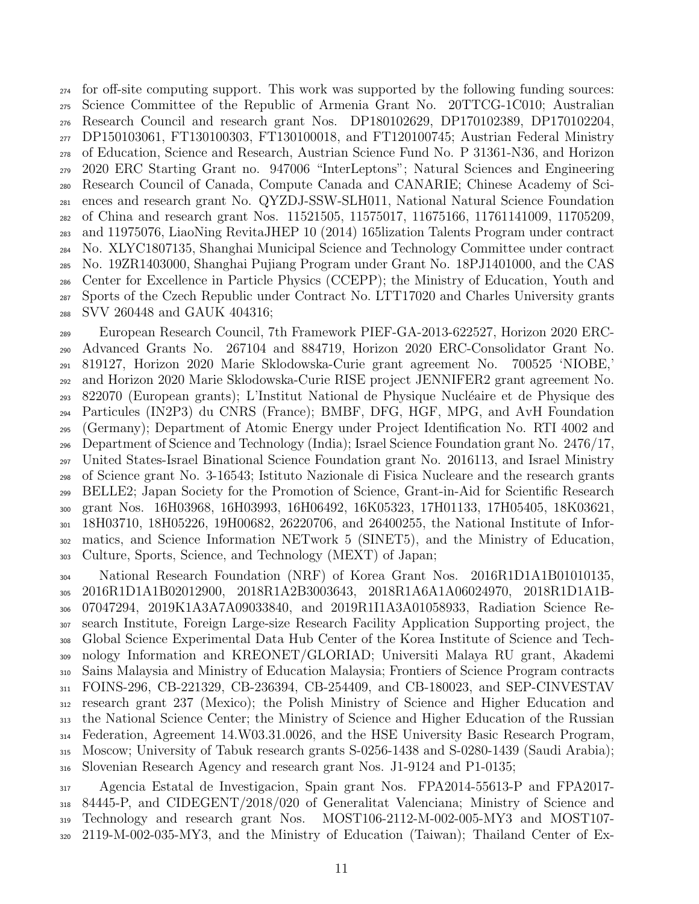for off-site computing support. This work was supported by the following funding sources: Science Committee of the Republic of Armenia Grant No. 20TTCG-1C010; Australian Research Council and research grant Nos. DP180102629, DP170102389, DP170102204, DP150103061, FT130100303, FT130100018, and FT120100745; Austrian Federal Ministry of Education, Science and Research, Austrian Science Fund No. P 31361-N36, and Horizon 2020 ERC Starting Grant no. 947006 "InterLeptons"; Natural Sciences and Engineering Research Council of Canada, Compute Canada and CANARIE; Chinese Academy of Sciences and research grant No. QYZDJ-SSW-SLH011, National Natural Science Foundation of China and research grant Nos. 11521505, 11575017, 11675166, 11761141009, 11705209, and 11975076, LiaoNing RevitaJHEP 10 (2014) 165lization Talents Program under contract No. XLYC1807135, Shanghai Municipal Science and Technology Committee under contract No. 19ZR1403000, Shanghai Pujiang Program under Grant No. 18PJ1401000, and the CAS Center for Excellence in Particle Physics (CCEPP); the Ministry of Education, Youth and Sports of the Czech Republic under Contract No. LTT17020 and Charles University grants SVV 260448 and GAUK 404316;

European Research Council, 7th Framework PIEF-GA-2013-622527, Horizon 2020 ERC-Advanced Grants No. 267104 and 884719, Horizon 2020 ERC-Consolidator Grant No. 819127, Horizon 2020 Marie Sklodowska-Curie grant agreement No. 700525 'NIOBE,' and Horizon 2020 Marie Sklodowska-Curie RISE project JENNIFER2 grant agreement No. 822070 (European grants); L'Institut National de Physique Nucléaire et de Physique des Particules (IN2P3) du CNRS (France); BMBF, DFG, HGF, MPG, and AvH Foundation (Germany); Department of Atomic Energy under Project Identification No. RTI 4002 and Department of Science and Technology (India); Israel Science Foundation grant No. 2476/17, United States-Israel Binational Science Foundation grant No. 2016113, and Israel Ministry of Science grant No. 3-16543; Istituto Nazionale di Fisica Nucleare and the research grants BELLE2; Japan Society for the Promotion of Science, Grant-in-Aid for Scientific Research grant Nos. 16H03968, 16H03993, 16H06492, 16K05323, 17H01133, 17H05405, 18K03621, 18H03710, 18H05226, 19H00682, 26220706, and 26400255, the National Institute of Informatics, and Science Information NETwork 5 (SINET5), and the Ministry of Education, Culture, Sports, Science, and Technology (MEXT) of Japan;

National Research Foundation (NRF) of Korea Grant Nos. 2016R1D1A1B01010135, 2016R1D1A1B02012900, 2018R1A2B3003643, 2018R1A6A1A06024970, 2018R1D1A1B-07047294, 2019K1A3A7A09033840, and 2019R1I1A3A01058933, Radiation Science Research Institute, Foreign Large-size Research Facility Application Supporting project, the Global Science Experimental Data Hub Center of the Korea Institute of Science and Technology Information and KREONET/GLORIAD; Universiti Malaya RU grant, Akademi Sains Malaysia and Ministry of Education Malaysia; Frontiers of Science Program contracts FOINS-296, CB-221329, CB-236394, CB-254409, and CB-180023, and SEP-CINVESTAV research grant 237 (Mexico); the Polish Ministry of Science and Higher Education and the National Science Center; the Ministry of Science and Higher Education of the Russian Federation, Agreement 14.W03.31.0026, and the HSE University Basic Research Program, Moscow; University of Tabuk research grants S-0256-1438 and S-0280-1439 (Saudi Arabia); Slovenian Research Agency and research grant Nos. J1-9124 and P1-0135;

Agencia Estatal de Investigacion, Spain grant Nos. FPA2014-55613-P and FPA2017-84445-P, and CIDEGENT/2018/020 of Generalitat Valenciana; Ministry of Science and Technology and research grant Nos. MOST106-2112-M-002-005-MY3 and MOST107-2119-M-002-035-MY3, and the Ministry of Education (Taiwan); Thailand Center of Ex-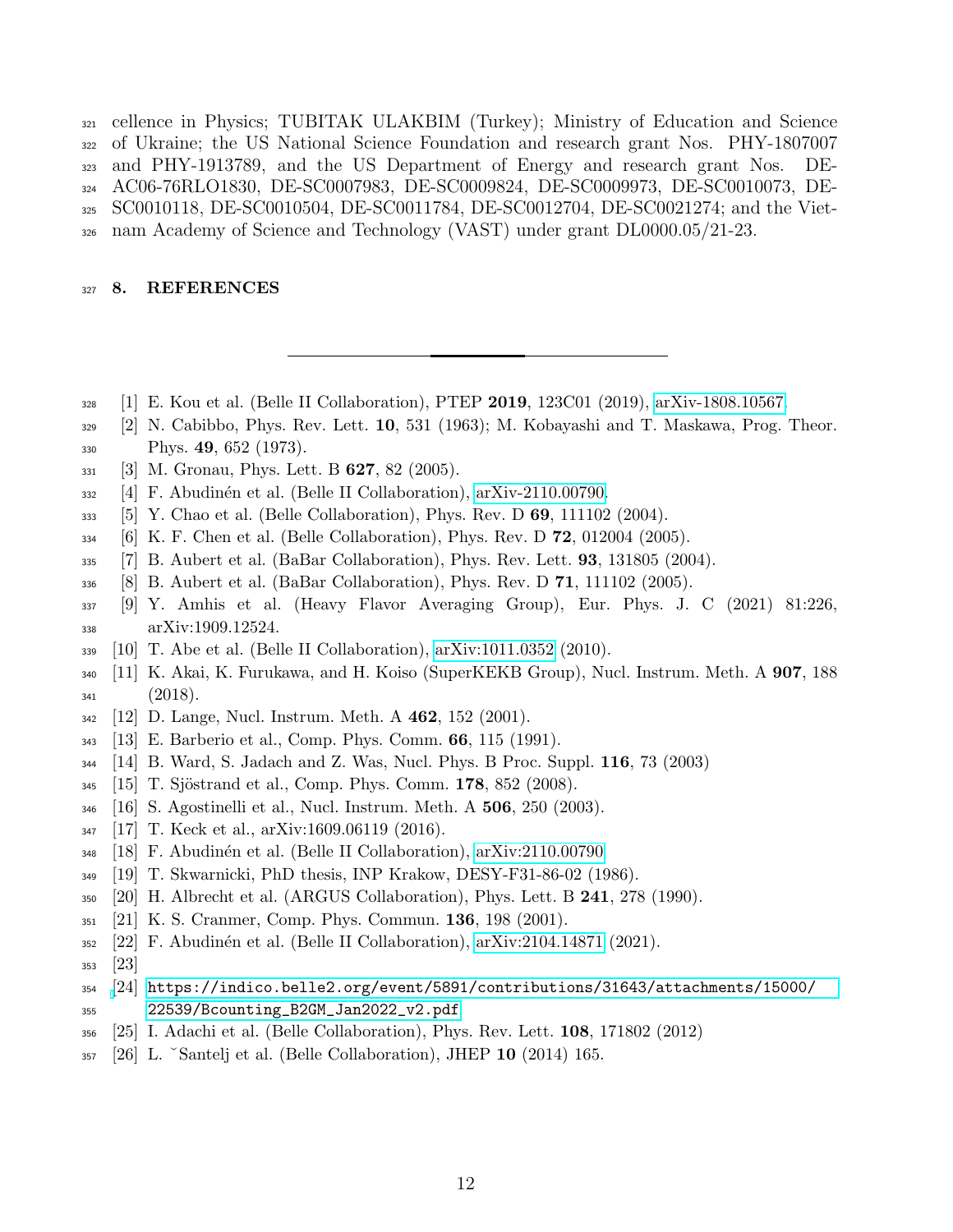cellence in Physics; TUBITAK ULAKBIM (Turkey); Ministry of Education and Science of Ukraine; the US National Science Foundation and research grant Nos. PHY-1807007 and PHY-1913789, and the US Department of Energy and research grant Nos. DE-AC06-76RLO1830, DE-SC0007983, DE-SC0009824, DE-SC0009973, DE-SC0010073, DE-SC0010118, DE-SC0010504, DE-SC0011784, DE-SC0012704, DE-SC0021274; and the Vietnam Academy of Science and Technology (VAST) under grant DL0000.05/21-23.

## 8. REFERENCES

---

[1] E. Kou et al. (Belle II Collaboration), PTEP **2019**, 123C01 (2019), arXiv-1808.10567.

[2] N. Cabibbo, Phys. Rev. Lett. **10**, 531 (1963); M. Kobayashi and T. Maskawa, Prog. Theor. Phys. **49**, 652 (1973).

[3] M. Gronau, Phys. Lett. B **627**, 82 (2005).

[4] F. Abudinén et al. (Belle II Collaboration), arXiv-2110.00790.

[5] Y. Chao et al. (Belle Collaboration), Phys. Rev. D **69**, 111102 (2004).

[6] K. F. Chen et al. (Belle Collaboration), Phys. Rev. D **72**, 012004 (2005).

[7] B. Aubert et al. (BaBar Collaboration), Phys. Rev. Lett. **93**, 131805 (2004).

[8] B. Aubert et al. (BaBar Collaboration), Phys. Rev. D **71**, 111102 (2005).

[9] Y. Amhis et al. (Heavy Flavor Averaging Group), Eur. Phys. J. C (2021) 81:226, arXiv:1909.12524.

[10] T. Abe et al. (Belle II Collaboration), arXiv:1011.0352 (2010).

[11] K. Akai, K. Furukawa, and H. Koiso (SuperKEKB Group), Nucl. Instrum. Meth. A **907**, 188 (2018).

[12] D. Lange, Nucl. Instrum. Meth. A **462**, 152 (2001).

[13] E. Barberio et al., Comp. Phys. Comm. **66**, 115 (1991).

[14] B. Ward, S. Jadach and Z. Was, Nucl. Phys. B Proc. Suppl. **116**, 73 (2003)

[15] T. Sjöstrand et al., Comp. Phys. Comm. **178**, 852 (2008).

[16] S. Agostinelli et al., Nucl. Instrum. Meth. A **506**, 250 (2003).

[17] T. Keck et al., arXiv:1609.06119 (2016).

[18] F. Abudinén et al. (Belle II Collaboration), arXiv:2110.00790

[19] T. Skwarnicki, PhD thesis, INP Krakow, DESY-F31-86-02 (1986).

[20] H. Albrecht et al. (ARGUS Collaboration), Phys. Lett. B **241**, 278 (1990).

[21] K. S. Cranmer, Comp. Phys. Commun. **136**, 198 (2001).

[22] F. Abudinén et al. (Belle II Collaboration), arXiv:2104.14871 (2021).

[23]

[24] https://indico.belle2.org/event/5891/contributions/31643/attachments/15000/22539/Bcounting_B2GM_Jan2022_v2.pdf

[25] I. Adachi et al. (Belle Collaboration), Phys. Rev. Lett. **108**, 171802 (2012)

[26] L. ˇSantelj et al. (Belle Collaboration), JHEP **10** (2014) 165.